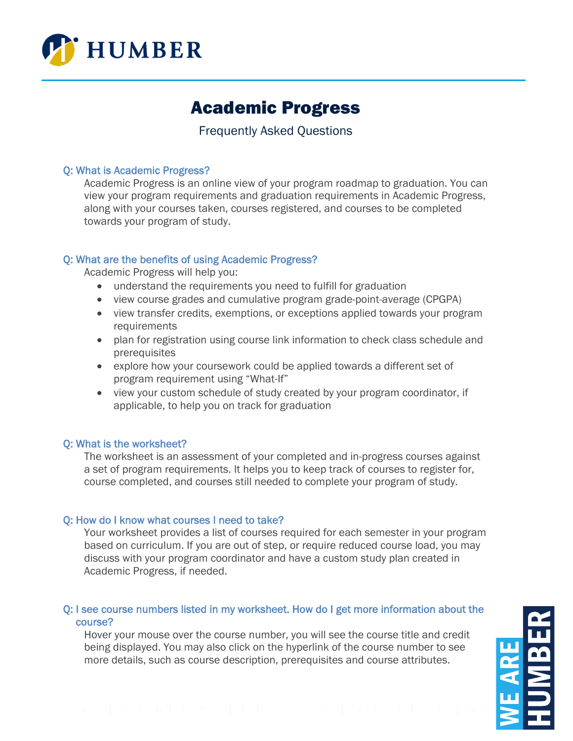# Academic Progress

Frequently Asked Questions

### Q: What is Academic Progress?

Academic Progress is an online view of your program roadmap to graduation. You can view your program requirements and graduation requirements in Academic Progress, along with your courses taken, courses registered, and courses to be completed towards your program of study.

### Q: What are the benefits of using Academic Progress?

Academic Progress will help you:

- understand the requirements you need to fulfill for graduation
- view course grades and cumulative program grade-point-average (CPGPA)
- view transfer credits, exemptions, or exceptions applied towards your program requirements
- plan for registration using course link information to check class schedule and prerequisites
- explore how your coursework could be applied towards a different set of program requirement using "What-If"
- view your custom schedule of study created by your program coordinator, if applicable, to help you on track for graduation

### Q: What is the worksheet?

The worksheet is an assessment of your completed and in-progress courses against a set of program requirements. It helps you to keep track of courses to register for, course completed, and courses still needed to complete your program of study.

### Q: How do I know what courses I need to take?

Your worksheet provides a list of courses required for each semester in your program based on curriculum. If you are out of step, or require reduced course load, you may discuss with your program coordinator and have a custom study plan created in Academic Progress, if needed.

### Q: I see course numbers listed in my worksheet. How do I get more information about the course?

Hover your mouse over the course number, you will see the course title and credit being displayed. You may also click on the hyperlink of the course number to see more details, such as course description, prerequisites and course attributes.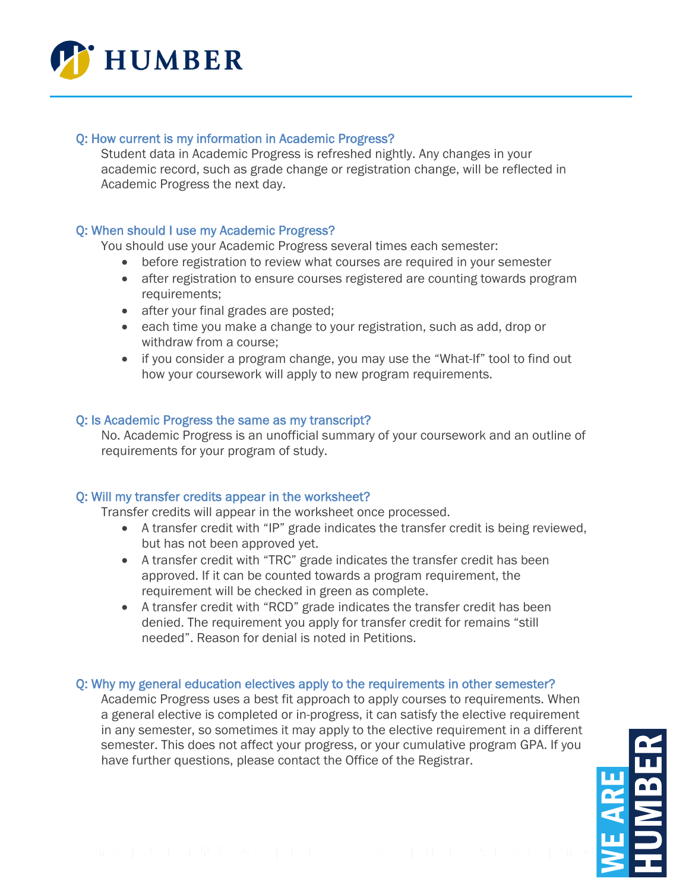## Q: How current is my information in Academic Progress?

Student data in Academic Progress is refreshed nightly. Any changes in your academic record, such as grade change or registration change, will be reflected in Academic Progress the next day.

## Q: When should I use my Academic Progress?

You should use your Academic Progress several times each semester:

- before registration to review what courses are required in your semester
- after registration to ensure courses registered are counting towards program requirements;
- after your final grades are posted;
- each time you make a change to your registration, such as add, drop or withdraw from a course;
- if you consider a program change, you may use the "What-If" tool to find out how your coursework will apply to new program requirements.

## Q: Is Academic Progress the same as my transcript?

No. Academic Progress is an unofficial summary of your coursework and an outline of requirements for your program of study.

## Q: Will my transfer credits appear in the worksheet?

Transfer credits will appear in the worksheet once processed.

- A transfer credit with "IP" grade indicates the transfer credit is being reviewed, but has not been approved yet.
- A transfer credit with "TRC" grade indicates the transfer credit has been approved. If it can be counted towards a program requirement, the requirement will be checked in green as complete.
- A transfer credit with "RCD" grade indicates the transfer credit has been denied. The requirement you apply for transfer credit for remains "still needed". Reason for denial is noted in Petitions.

## Q: Why my general education electives apply to the requirements in other semester?

Academic Progress uses a best fit approach to apply courses to requirements. When a general elective is completed or in-progress, it can satisfy the elective requirement in any semester, so sometimes it may apply to the elective requirement in a different semester. This does not affect your progress, or your cumulative program GPA. If you have further questions, please contact the Office of the Registrar.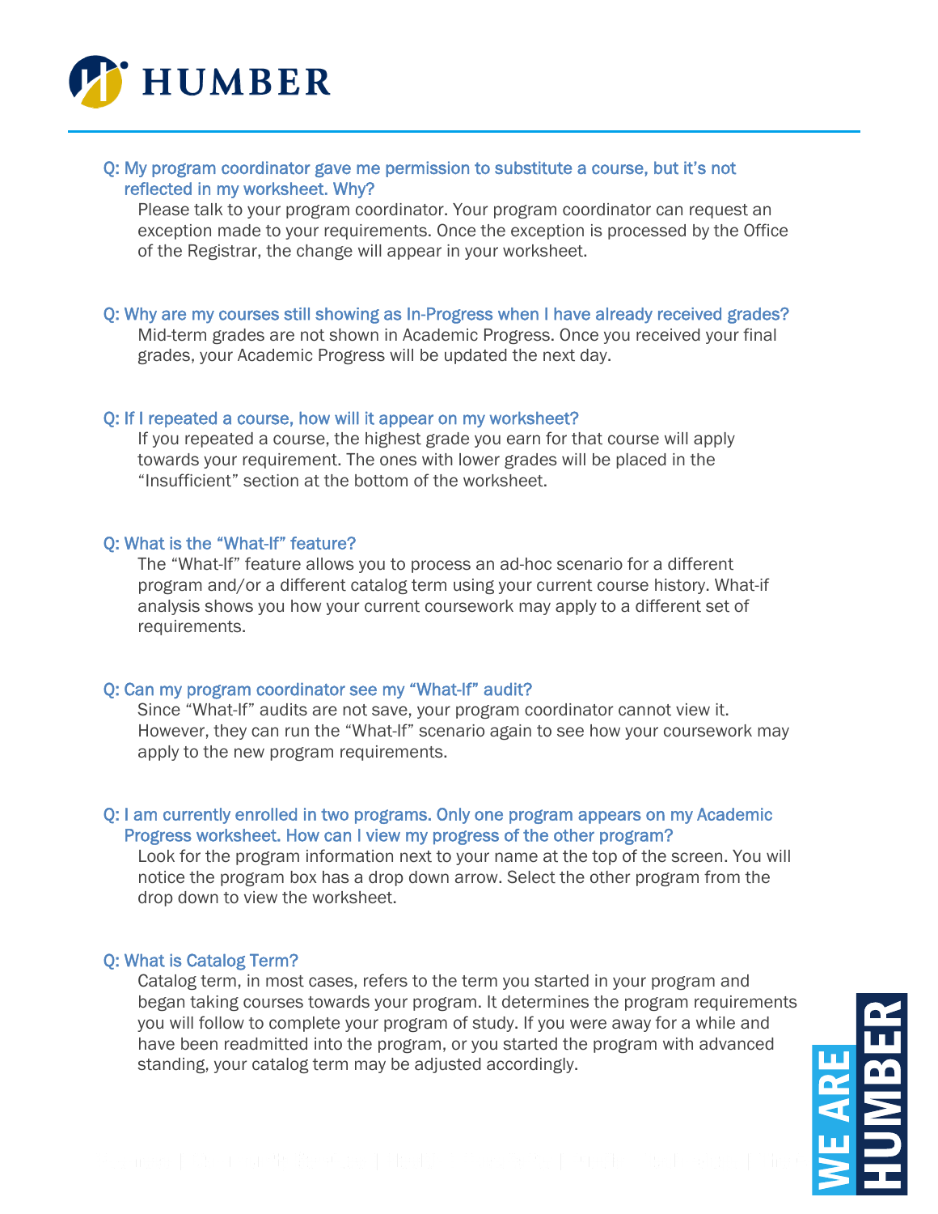**Q: My program coordinator gave me permission to substitute a course, but it's not reflected in my worksheet. Why?**

Please talk to your program coordinator. Your program coordinator can request an exception made to your requirements. Once the exception is processed by the Office of the Registrar, the change will appear in your worksheet.

**Q: Why are my courses still showing as In-Progress when I have already received grades?**

Mid-term grades are not shown in Academic Progress. Once you received your final grades, your Academic Progress will be updated the next day.

**Q: If I repeated a course, how will it appear on my worksheet?**

If you repeated a course, the highest grade you earn for that course will apply towards your requirement. The ones with lower grades will be placed in the "Insufficient" section at the bottom of the worksheet.

**Q: What is the "What-If" feature?**

The "What-If" feature allows you to process an ad-hoc scenario for a different program and/or a different catalog term using your current course history. What-if analysis shows you how your current coursework may apply to a different set of requirements.

**Q: Can my program coordinator see my "What-If" audit?**

Since "What-If" audits are not save, your program coordinator cannot view it. However, they can run the "What-If" scenario again to see how your coursework may apply to the new program requirements.

**Q: I am currently enrolled in two programs. Only one program appears on my Academic Progress worksheet. How can I view my progress of the other program?**

Look for the program information next to your name at the top of the screen. You will notice the program box has a drop down arrow. Select the other program from the drop down to view the worksheet.

**Q: What is Catalog Term?**

Catalog term, in most cases, refers to the term you started in your program and began taking courses towards your program. It determines the program requirements you will follow to complete your program of study. If you were away for a while and have been readmitted into the program, or you started the program with advanced standing, your catalog term may be adjusted accordingly.